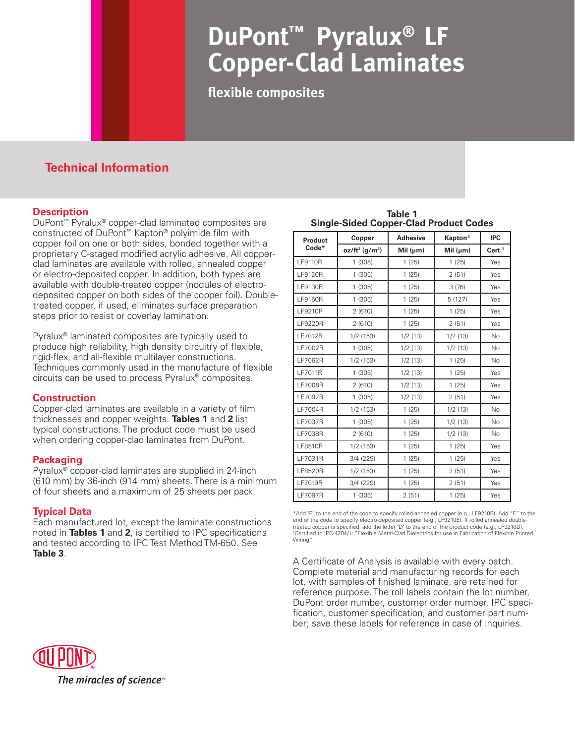# DuPont™ Pyralux® LF Copper-Clad Laminates

## flexible composites

## Technical Information

### Description

DuPont™ Pyralux® copper-clad laminated composites are constructed of DuPont™ Kapton® polyimide film with copper foil on one or both sides, bonded together with a proprietary C-staged modified acrylic adhesive. All copper-clad laminates are available with rolled, annealed copper or electro-deposited copper. In addition, both types are available with double-treated copper (nodules of electro-deposited copper on both sides of the copper foil). Double-treated copper, if used, eliminates surface preparation steps prior to resist or coverlay lamination.

Pyralux® laminated composites are typically used to produce high reliability, high density circuitry of flexible, rigid-flex, and all-flexible multilayer constructions. Techniques commonly used in the manufacture of flexible circuits can be used to process Pyralux® composites.

### Construction

Copper-clad laminates are available in a variety of film thicknesses and copper weights. **Tables 1** and **2** list typical constructions. The product code must be used when ordering copper-clad laminates from DuPont.

### Packaging

Pyralux® copper-clad laminates are supplied in 24-inch (610 mm) by 36-inch (914 mm) sheets. There is a minimum of four sheets and a maximum of 25 sheets per pack.

### Typical Data

Each manufactured lot, except the laminate constructions noted in **Tables 1** and **2**, is certified to IPC specifications and tested according to IPC Test Method TM-650. See **Table 3**.

**Table 1**
**Single-Sided Copper-Clad Product Codes**

| Product Code* | Copper | Adhesive | Kapton® | IPC |
|---|---|---|---|---|
| | oz/ft² (g/m²) | Mil (µm) | Mil (µm) | Cert.[1] |
| LF9110R | 1 (305) | 1 (25) | 1 (25) | Yes |
| LF9120R | 1 (305) | 1 (25) | 2 (51) | Yes |
| LF9130R | 1 (305) | 1 (25) | 3 (76) | Yes |
| LF9150R | 1 (305) | 1 (25) | 5 (127) | Yes |
| LF9210R | 2 (610) | 1 (25) | 1 (25) | Yes |
| LF9220R | 2 (610) | 1 (25) | 2 (51) | Yes |
| LF7012R | 1/2 (153) | 1/2 (13) | 1/2 (13) | No |
| LF7002R | 1 (305) | 1/2 (13) | 1/2 (13) | No |
| LF7062R | 1/2 (153) | 1/2 (13) | 1 (25) | No |
| LF7011R | 1 (305) | 1/2 (13) | 1 (25) | Yes |
| LF7008R | 2 (610) | 1/2 (13) | 1 (25) | Yes |
| LF7092R | 1 (305) | 1/2 (13) | 2 (51) | Yes |
| LF7004R | 1/2 (153) | 1 (25) | 1/2 (13) | No |
| LF7037R | 1 (305) | 1 (25) | 1/2 (13) | No |
| LF7038R | 2 (610) | 1 (25) | 1/2 (13) | No |
| LF8510R | 1/2 (153) | 1 (25) | 1 (25) | Yes |
| LF7031R | 3/4 (229) | 1 (25) | 1 (25) | Yes |
| LF8520R | 1/2 (153) | 1 (25) | 2 (51) | Yes |
| LF7019R | 3/4 (229) | 1 (25) | 2 (51) | Yes |
| LF7097R | 1 (305) | 2 (51) | 1 (25) | Yes |

*Add "R" to the end of the code to specify rolled-annealed copper (e.g., LF9210R). Add "E" to the end of the code to specify electro-deposited copper (e.g., LF9210E). If rolled annealed double-treated copper is specified, add the letter "D" to the end of the product code (e.g., LF9210D).
[1]Certified to IPC-4204/1: "Flexible Metal-Clad Dielectrics for use in Fabrication of Flexible Printed Wiring."

A Certificate of Analysis is available with every batch. Complete material and manufacturing records for each lot, with samples of finished laminate, are retained for reference purpose. The roll labels contain the lot number, DuPont order number, customer order number, IPC specification, customer specification, and customer part number; save these labels for reference in case of inquiries.

DUPONT
*The miracles of science*™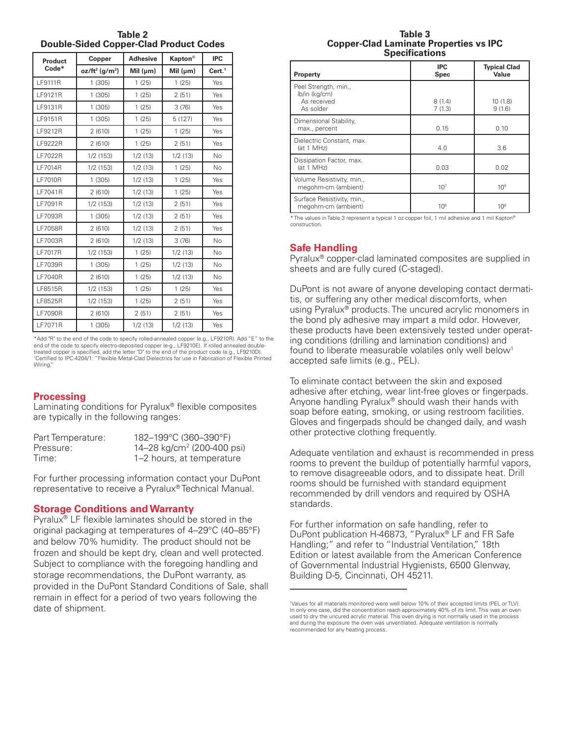### Table 2
### Double-Sided Copper-Clad Product Codes

| Product Code* | Copper | Adhesive | Kapton® | IPC |
|---|---|---|---|---|
| | oz/ft² (g/m²) | Mil (µm) | Mil (µm) | Cert.[1] |
| LF9111R | 1 (305) | 1 (25) | 1 (25) | Yes |
| LF9121R | 1 (305) | 1 (25) | 2 (51) | Yes |
| LF9131R | 1 (305) | 1 (25) | 3 (76) | Yes |
| LF9151R | 1 (305) | 1 (25) | 5 (127) | Yes |
| LF9212R | 2 (610) | 1 (25) | 1 (25) | Yes |
| LF9222R | 2 (610) | 1 (25) | 2 (51) | Yes |
| LF7022R | 1/2 (153) | 1/2 (13) | 1/2 (13) | No |
| LF7014R | 1/2 (153) | 1/2 (13) | 1 (25) | No |
| LF7010R | 1 (305) | 1/2 (13) | 1 (25) | Yes |
| LF7041R | 2 (610) | 1/2 (13) | 1 (25) | Yes |
| LF7091R | 1/2 (153) | 1/2 (13) | 2 (51) | Yes |
| LF7093R | 1 (305) | 1/2 (13) | 2 (51) | Yes |
| LF7058R | 2 (610) | 1/2 (13) | 2 (51) | Yes |
| LF7003R | 2 (610) | 1/2 (13) | 3 (76) | No |
| LF7017R | 1/2 (153) | 1 (25) | 1/2 (13) | No |
| LF7039R | 1 (305) | 1 (25) | 1/2 (13) | No |
| LF7040R | 2 (610) | 1 (25) | 1/2 (13) | No |
| LF8515R | 1/2 (153) | 1 (25) | 1 (25) | Yes |
| LF8525R | 1/2 (153) | 1 (25) | 2 (51) | Yes |
| LF7090R | 2 (610) | 2 (51) | 2 (51) | Yes |
| LF7071R | 1 (305) | 1/2 (13) | 1/2 (13) | Yes |

*Add "R" to the end of the code to specify rolled-annealed copper (e.g., LF9210R). Add "E" to the end of the code to specify electro-deposited copper (e.g., LF9210E). If rolled annealed double-treated copper is specified, add the letter "D" to the end of the product code (e.g., LF9210D).
[1]Certified to IPC-4204/1: "Flexible Metal-Clad Dielectrics for use in Fabrication of Flexible Printed Wiring."

## Processing

Laminating conditions for Pyralux® flexible composites are typically in the following ranges:

| | |
|---|---|
| Part Temperature: | 182–199°C (360–390°F) |
| Pressure: | 14–28 kg/cm² (200-400 psi) |
| Time: | 1–2 hours, at temperature |

For further processing information contact your DuPont representative to receive a Pyralux® Technical Manual.

## Storage Conditions and Warranty

Pyralux® LF flexible laminates should be stored in the original packaging at temperatures of 4–29°C (40–85°F) and below 70% humidity. The product should not be frozen and should be kept dry, clean and well protected. Subject to compliance with the foregoing handling and storage recommendations, the DuPont warranty, as provided in the DuPont Standard Conditions of Sale, shall remain in effect for a period of two years following the date of shipment.

### Table 3
### Copper-Clad Laminate Properties vs IPC Specifications

| Property | IPC Spec | Typical Clad Value |
|---|---|---|
| Peel Strength, min., lb/in (kg/cm) As received | 8 (1.4) | 10 (1.8) |
| As solder | 7 (1.3) | 9 (1.6) |
| Dimensional Stability, max., percent | 0.15 | 0.10 |
| Dielectric Constant, max. (at 1 MHz) | 4.0 | 3.6 |
| Dissipation Factor, max. (at 1 MHz) | 0.03 | 0.02 |
| Volume Resistivity, min., megohm-cm (ambient) | $10^7$ | $10^9$ |
| Surface Resistivity, min., megohm-cm (ambient) | $10^6$ | $10^8$ |

* The values in Table 3 represent a typical 1 oz copper foil, 1 mil adhesive and 1 mil Kapton® construction.

## Safe Handling

Pyralux® copper-clad laminated composites are supplied in sheets and are fully cured (C-staged).

DuPont is not aware of anyone developing contact dermatitis, or suffering any other medical discomforts, when using Pyralux® products. The uncured acrylic monomers in the bond ply adhesive may impart a mild odor. However, these products have been extensively tested under operating conditions (drilling and lamination conditions) and found to liberate measurable volatiles only well below[1] accepted safe limits (e.g., PEL).

To eliminate contact between the skin and exposed adhesive after etching, wear lint-free gloves or fingerpads. Anyone handling Pyralux® should wash their hands with soap before eating, smoking, or using restroom facilities. Gloves and fingerpads should be changed daily, and wash other protective clothing frequently.

Adequate ventilation and exhaust is recommended in press rooms to prevent the buildup of potentially harmful vapors, to remove disagreeable odors, and to dissipate heat. Drill rooms should be furnished with standard equipment recommended by drill vendors and required by OSHA standards.

For further information on safe handling, refer to DuPont publication H-46873, "Pyralux® LF and FR Safe Handling;" and refer to "Industrial Ventilation," 18th Edition or latest available from the American Conference of Governmental Industrial Hygienists, 6500 Glenway, Building D-5, Cincinnati, OH 45211.

---

[1]Values for all materials monitored were well below 10% of their accepted limits (PEL or TLV). In only one case, did the concentration reach approximately 40% of its limit. This was an oven used to dry the uncured acrylic material. This oven drying is not normally used in the process and during the exposure the oven was unventilated. Adequate ventilation is normally recommended for any heating process.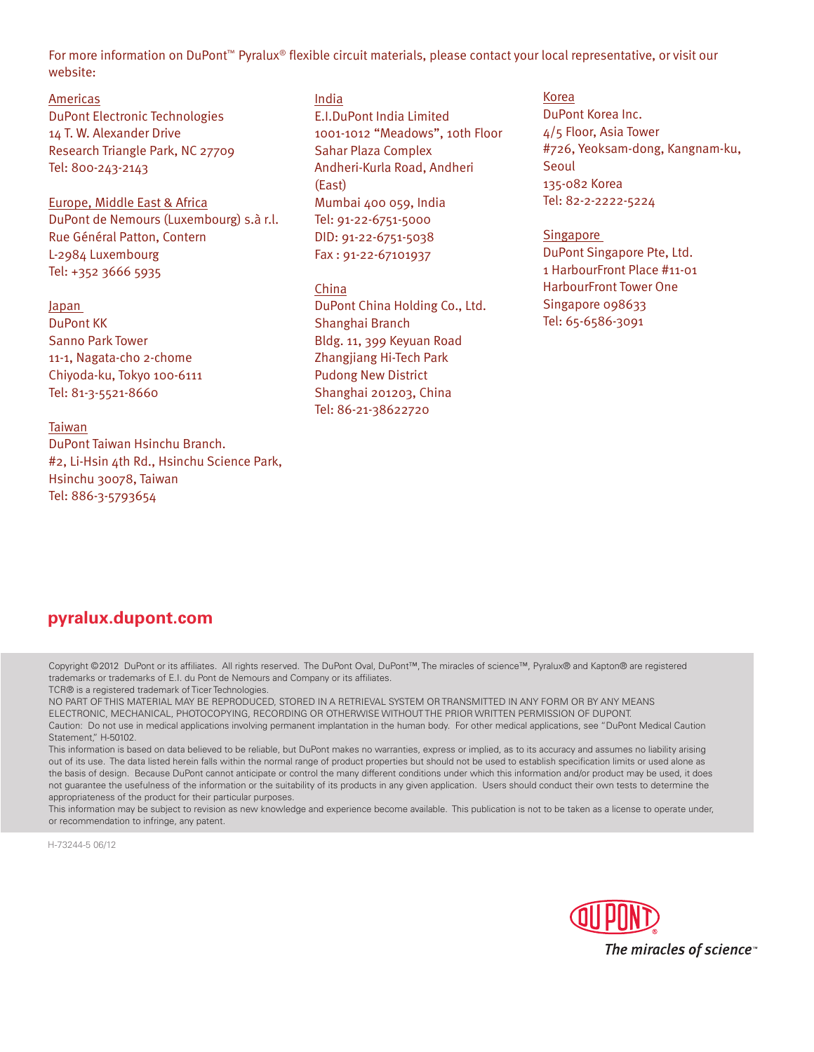For more information on DuPont™ Pyralux® flexible circuit materials, please contact your local representative, or visit our website:

Americas
DuPont Electronic Technologies
14 T. W. Alexander Drive
Research Triangle Park, NC 27709
Tel: 800-243-2143

Europe, Middle East & Africa
DuPont de Nemours (Luxembourg) s.à r.l.
Rue Général Patton, Contern
L-2984 Luxembourg
Tel: +352 3666 5935

Japan
DuPont KK
Sanno Park Tower
11-1, Nagata-cho 2-chome
Chiyoda-ku, Tokyo 100-6111
Tel: 81-3-5521-8660

Taiwan
DuPont Taiwan Hsinchu Branch.
#2, Li-Hsin 4th Rd., Hsinchu Science Park,
Hsinchu 30078, Taiwan
Tel: 886-3-5793654

India
E.I.DuPont India Limited
1001-1012 "Meadows", 10th Floor
Sahar Plaza Complex
Andheri-Kurla Road, Andheri
(East)
Mumbai 400 059, India
Tel: 91-22-6751-5000
DID: 91-22-6751-5038
Fax : 91-22-67101937

China
DuPont China Holding Co., Ltd.
Shanghai Branch
Bldg. 11, 399 Keyuan Road
Zhangjiang Hi-Tech Park
Pudong New District
Shanghai 201203, China
Tel: 86-21-38622720

Korea
DuPont Korea Inc.
4/5 Floor, Asia Tower
#726, Yeoksam-dong, Kangnam-ku,
Seoul
135-082 Korea
Tel: 82-2-2222-5224

Singapore
DuPont Singapore Pte, Ltd.
1 HarbourFront Place #11-01
HarbourFront Tower One
Singapore 098633
Tel: 65-6586-3091

**pyralux.dupont.com**

Copyright ©2012 DuPont or its affiliates. All rights reserved. The DuPont Oval, DuPont™, The miracles of science™, Pyralux® and Kapton® are registered trademarks or trademarks of E.I. du Pont de Nemours and Company or its affiliates.
TCR® is a registered trademark of Ticer Technologies.
NO PART OF THIS MATERIAL MAY BE REPRODUCED, STORED IN A RETRIEVAL SYSTEM OR TRANSMITTED IN ANY FORM OR BY ANY MEANS ELECTRONIC, MECHANICAL, PHOTOCOPYING, RECORDING OR OTHERWISE WITHOUT THE PRIOR WRITTEN PERMISSION OF DUPONT.
Caution: Do not use in medical applications involving permanent implantation in the human body. For other medical applications, see "DuPont Medical Caution Statement," H-50102.
This information is based on data believed to be reliable, but DuPont makes no warranties, express or implied, as to its accuracy and assumes no liability arising out of its use. The data listed herein falls within the normal range of product properties but should not be used to establish specification limits or used alone as the basis of design. Because DuPont cannot anticipate or control the many different conditions under which this information and/or product may be used, it does not guarantee the usefulness of the information or the suitability of its products in any given application. Users should conduct their own tests to determine the appropriateness of the product for their particular purposes.
This information may be subject to revision as new knowledge and experience become available. This publication is not to be taken as a license to operate under, or recommendation to infringe, any patent.

H-73244-5 06/12

DUPONT®
The miracles of science™